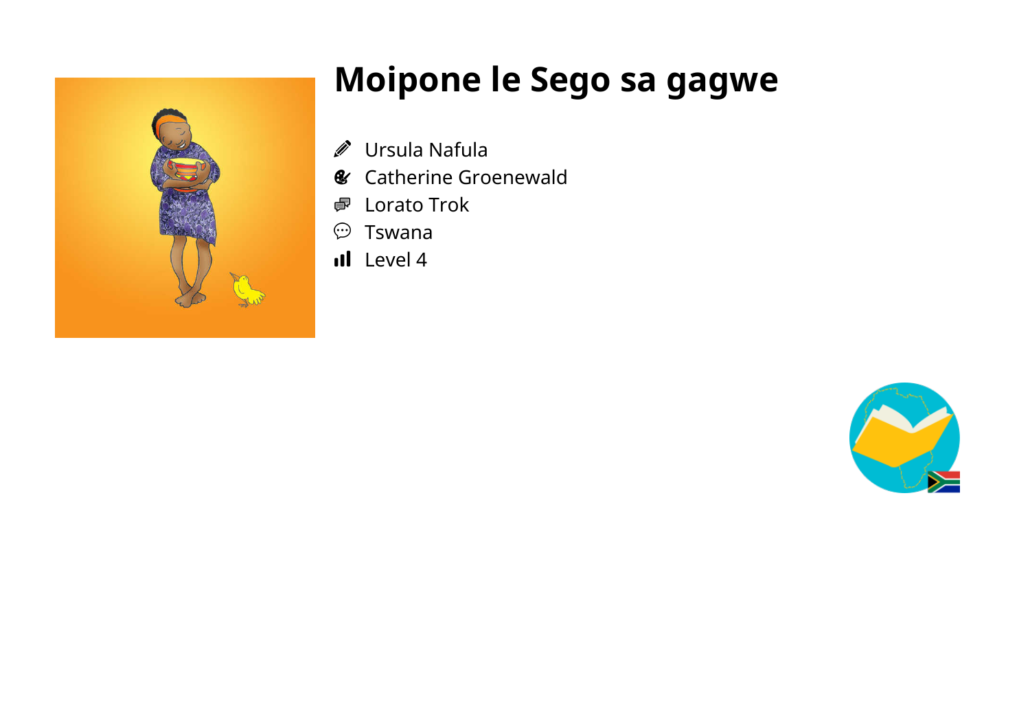# Moipone le Sego sa gagwe

- Ursula Nafula
- Catherine Groenewald
- Lorato Trok
- Tswana
- Level 4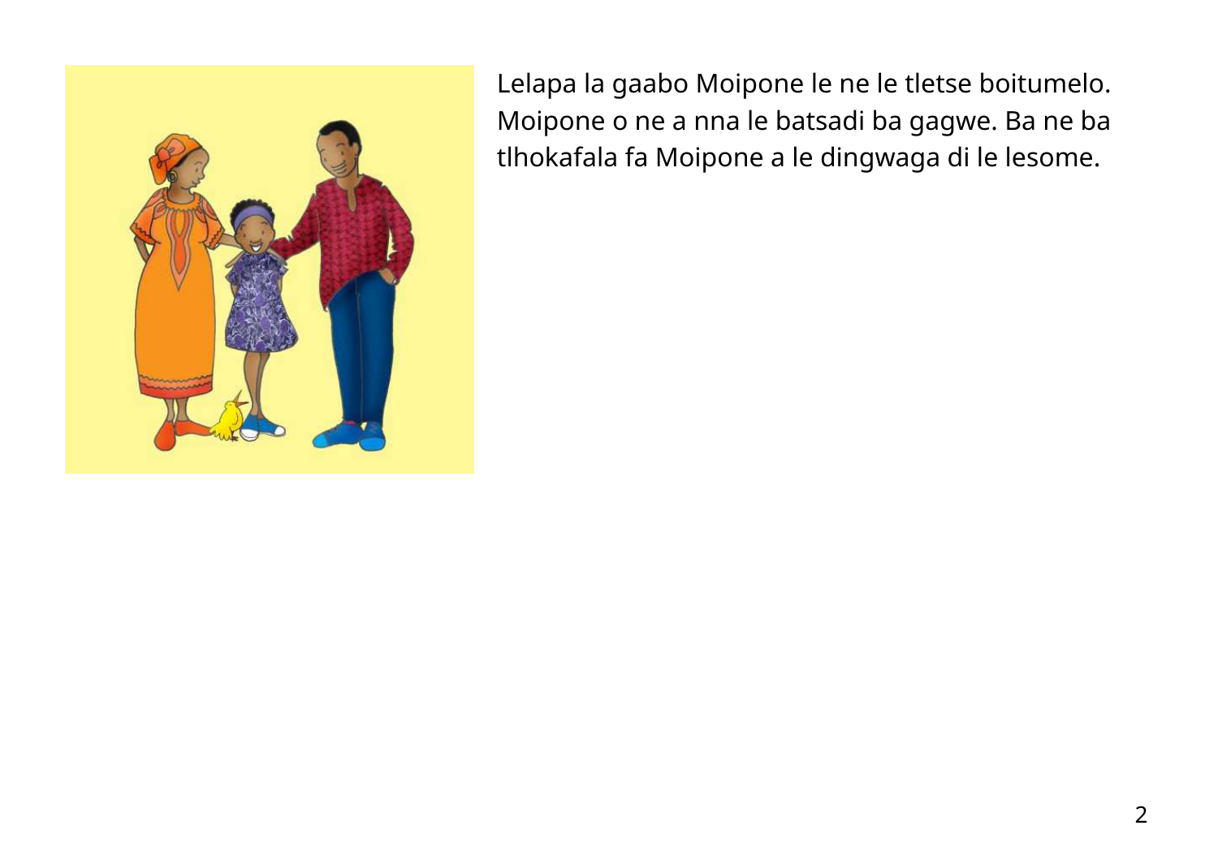Lelapa la gaabo Moipone le ne le tletse boitumelo. Moipone o ne a nna le batsadi ba gagwe. Ba ne ba tlhokafala fa Moipone a le dingwaga di le lesome.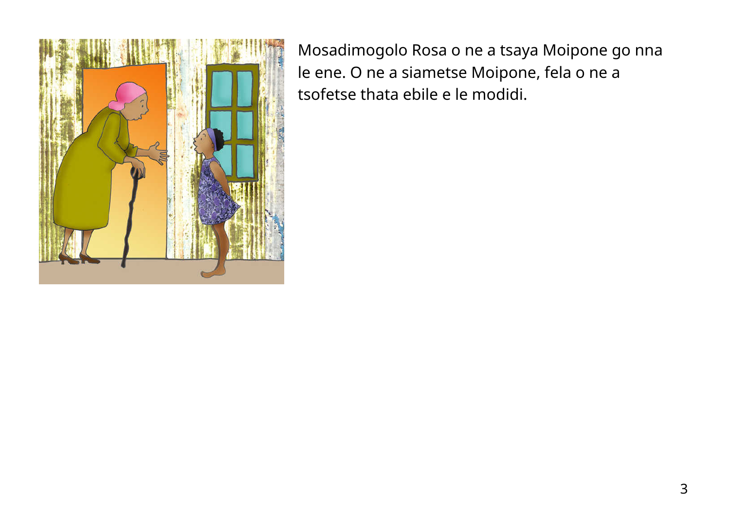Mosadimogolo Rosa o ne a tsaya Moipone go nna le ene. O ne a siametse Moipone, fela o ne a tsofetse thata ebile e le modidi.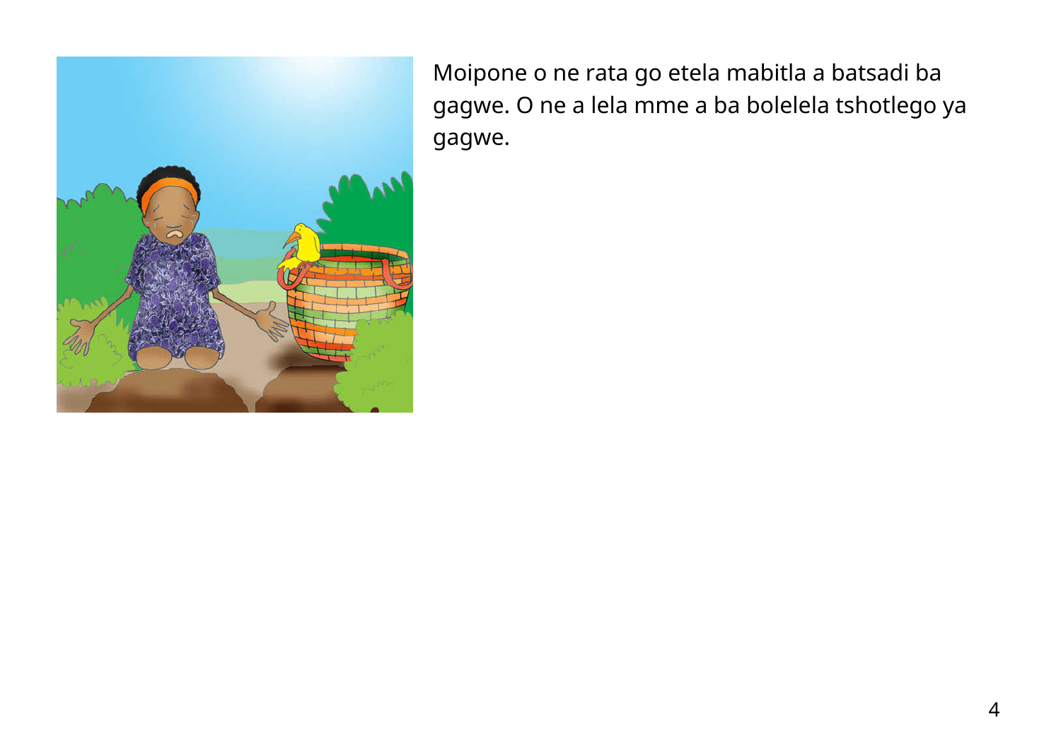Moipone o ne rata go etela mabitla a batsadi ba gagwe. O ne a lela mme a ba bolelela tshotlego ya gagwe.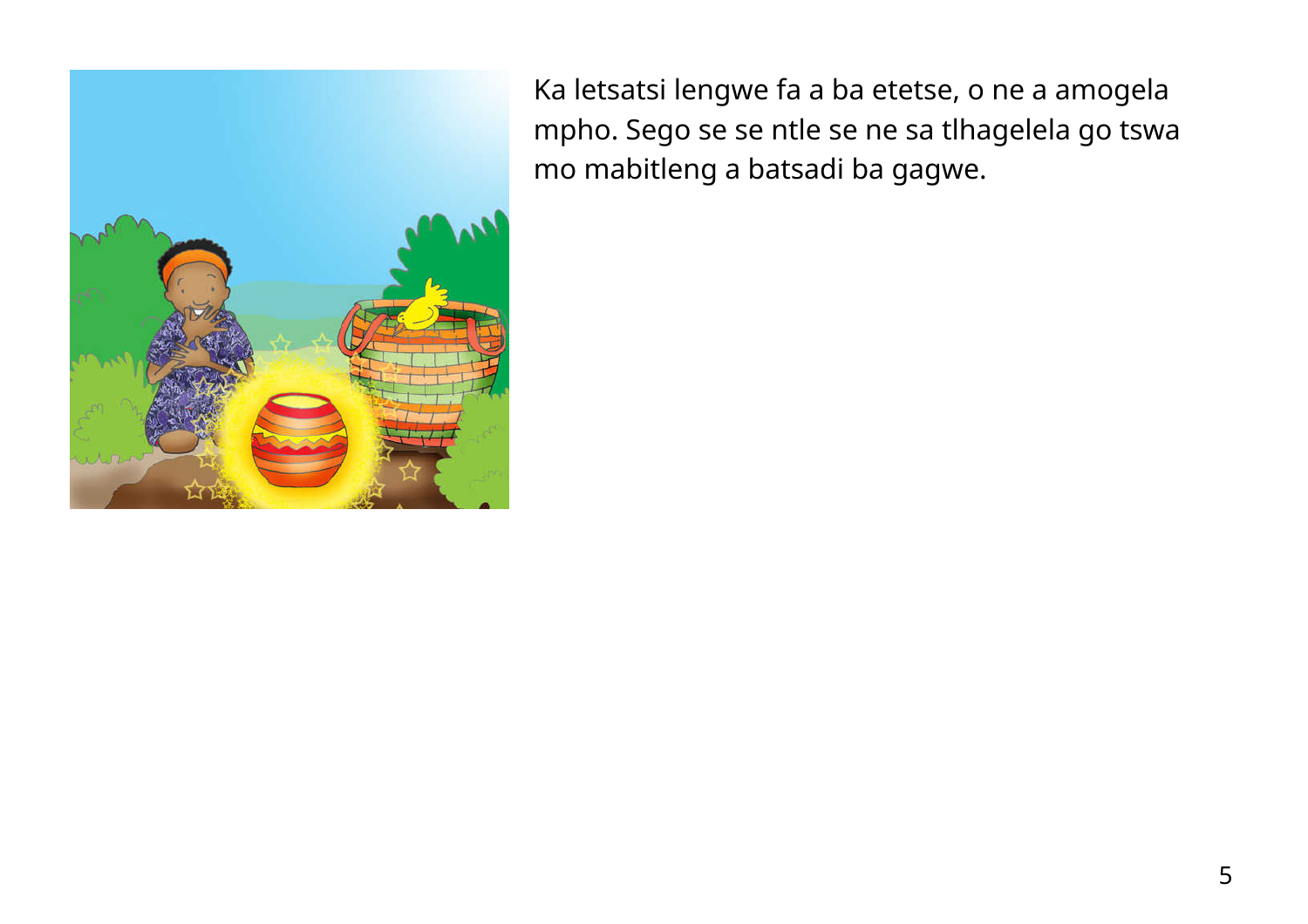Ka letsatsi lengwe fa a ba etetse, o ne a amogela mpho. Sego se se ntle se ne sa tlhagelela go tswa mo mabitleng a batsadi ba gagwe.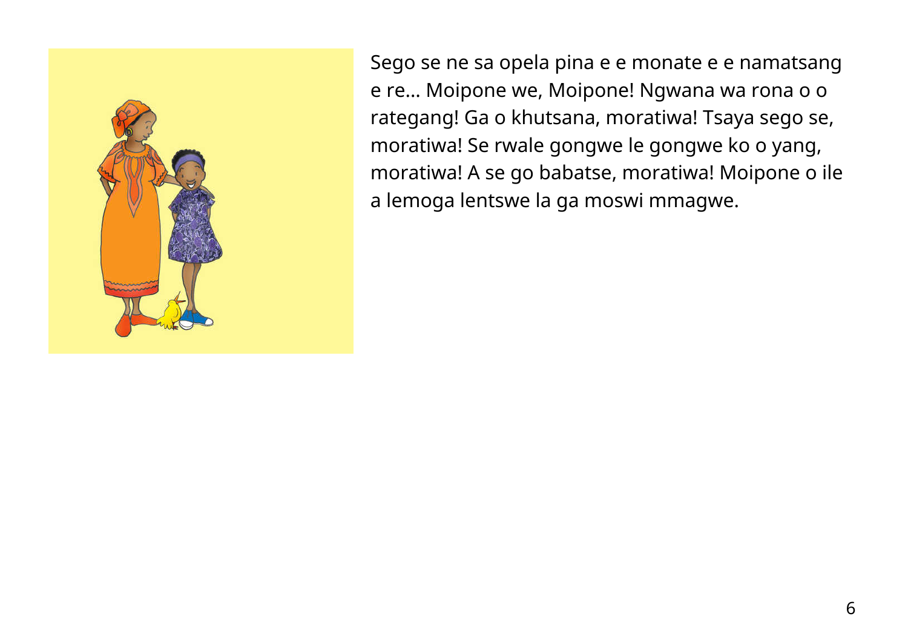Sego se ne sa opela pina e e monate e e namatsang e re... Moipone we, Moipone! Ngwana wa rona o o rategang! Ga o khutsana, moratiwa! Tsaya sego se, moratiwa! Se rwale gongwe le gongwe ko o yang, moratiwa! A se go babatse, moratiwa! Moipone o ile a lemoga lentswe la ga moswi mmagwe.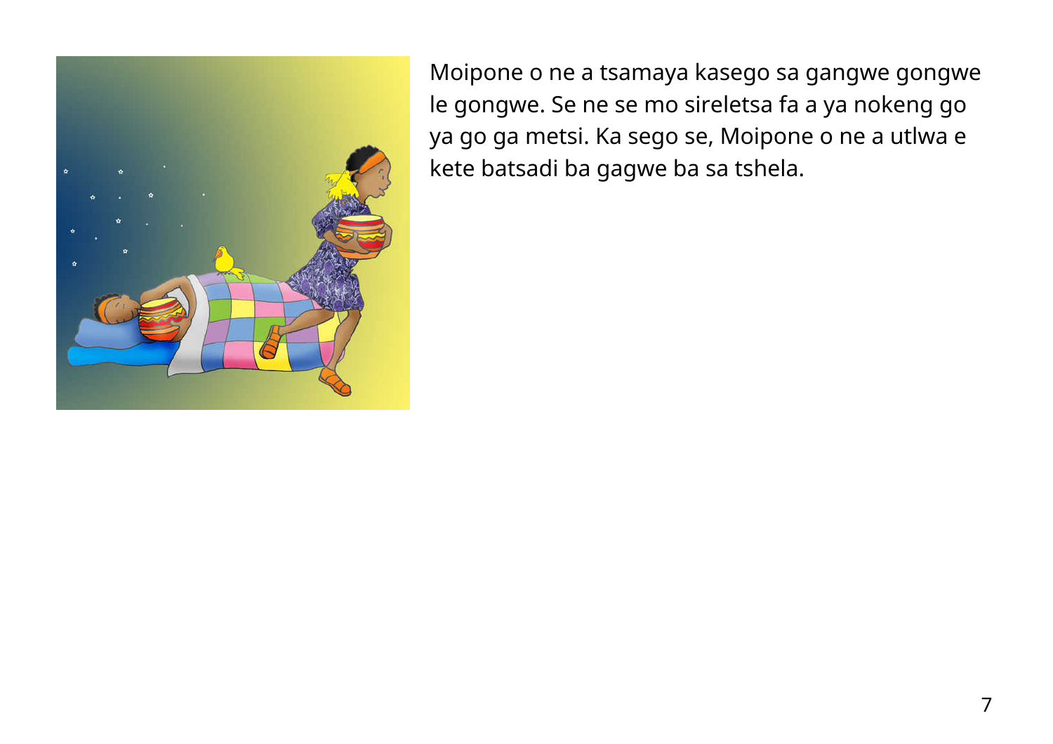Moipone o ne a tsamaya kasego sa gangwe gongwe le gongwe. Se ne se mo sireletsa fa a ya nokeng go ya go ga metsi. Ka sego se, Moipone o ne a utlwa e kete batsadi ba gagwe ba sa tshela.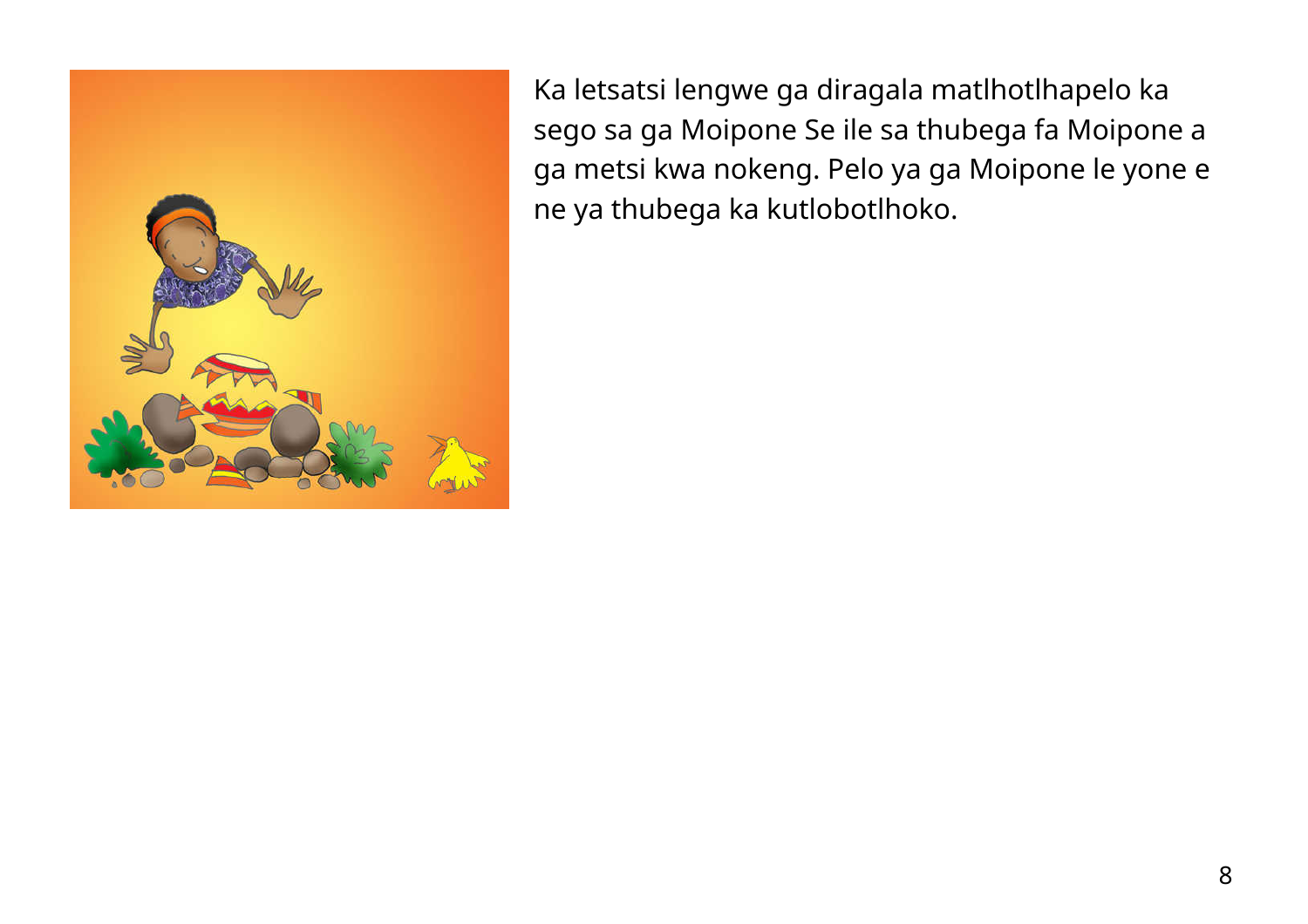Ka letsatsi lengwe ga diragala matlhotlhapelo ka sego sa ga Moipone Se ile sa thubega fa Moipone a ga metsi kwa nokeng. Pelo ya ga Moipone le yone e ne ya thubega ka kutlobotlhoko.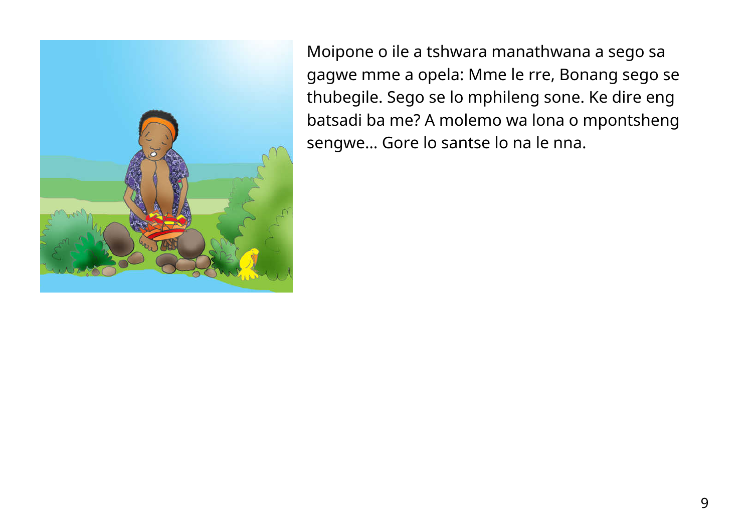Moipone o ile a tshwara manathwana a sego sa gagwe mme a opela: Mme le rre, Bonang sego se thubegile. Sego se lo mphileng sone. Ke dire eng batsadi ba me? A molemo wa lona o mpontsheng sengwe… Gore lo santse lo na le nna.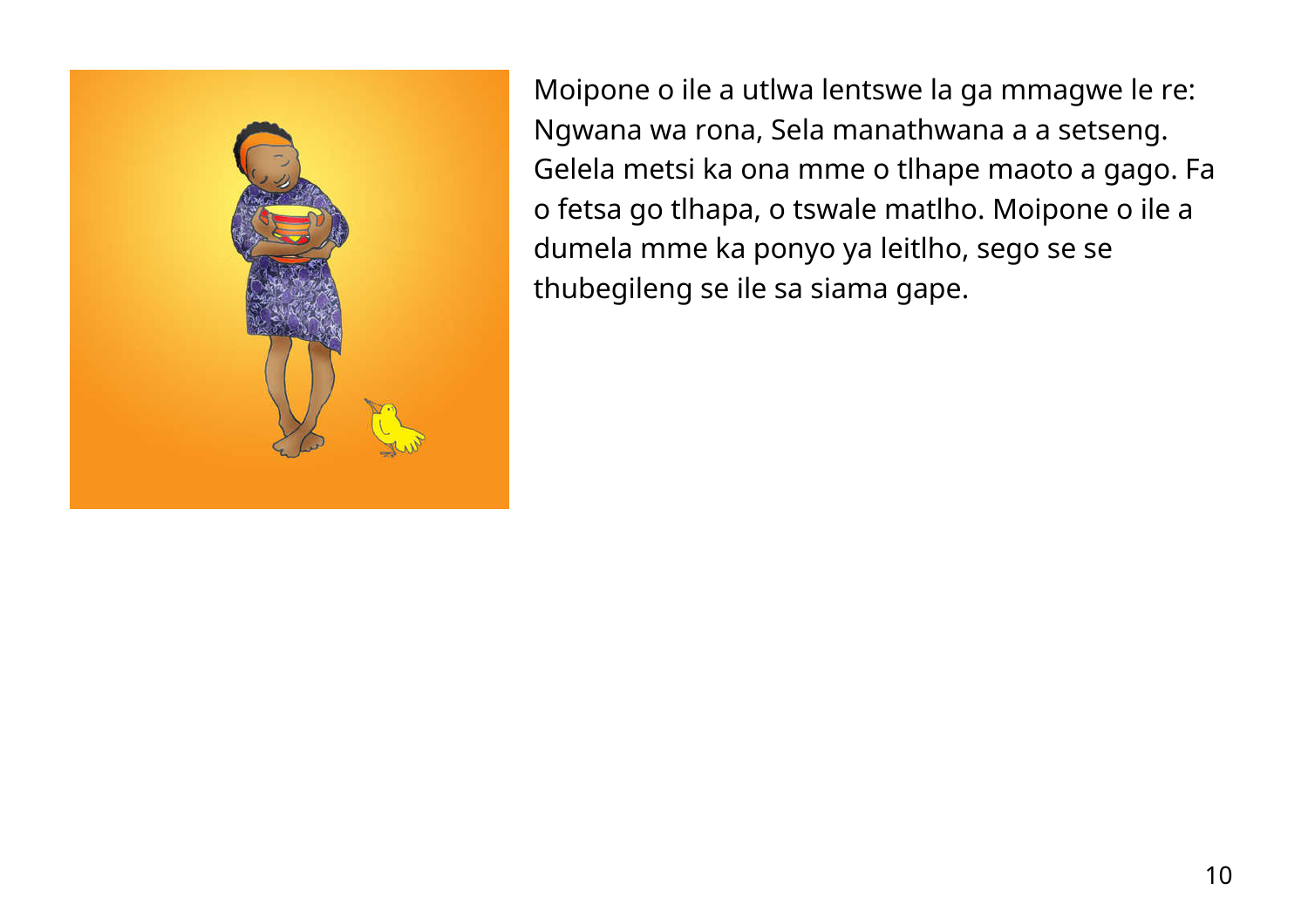Moipone o ile a utlwa lentswe la ga mmagwe le re: Ngwana wa rona, Sela manathwana a a setseng. Gelela metsi ka ona mme o tlhape maoto a gago. Fa o fetsa go tlhapa, o tswale matlho. Moipone o ile a dumela mme ka ponyo ya leitlho, sego se se thubegileng se ile sa siama gape.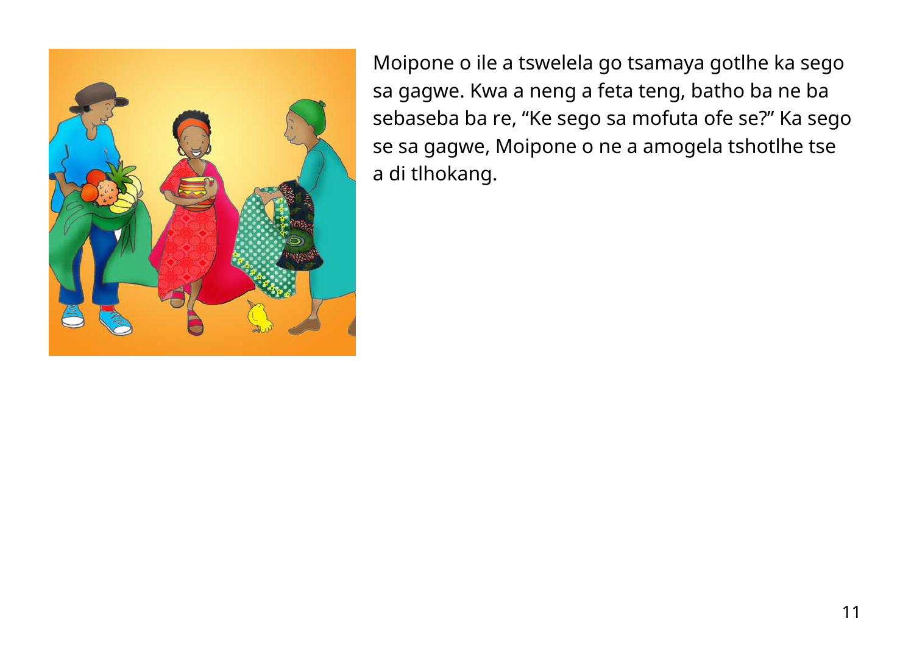Moipone o ile a tswelela go tsamaya gotlhe ka sego sa gagwe. Kwa a neng a feta teng, batho ba ne ba sebaseba ba re, “Ke sego sa mofuta ofe se?” Ka sego se sa gagwe, Moipone o ne a amogela tshotlhe tse a di tlhokang.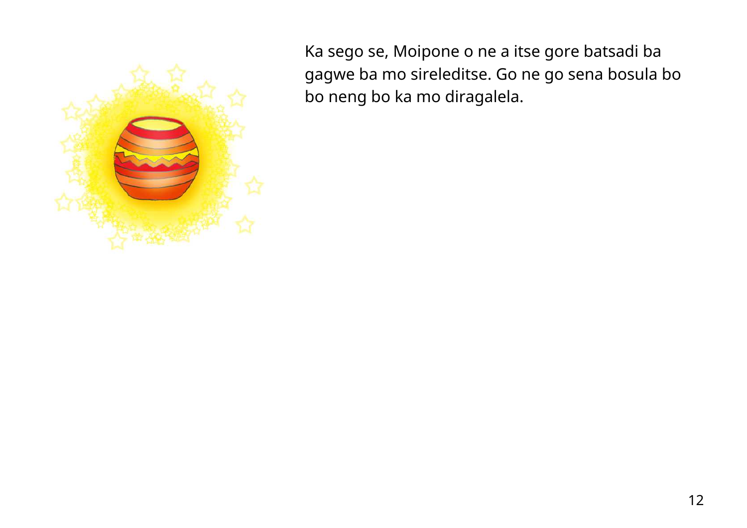Ka sego se, Moipone o ne a itse gore batsadi ba gagwe ba mo sireleditse. Go ne go sena bosula bo bo neng bo ka mo diragalela.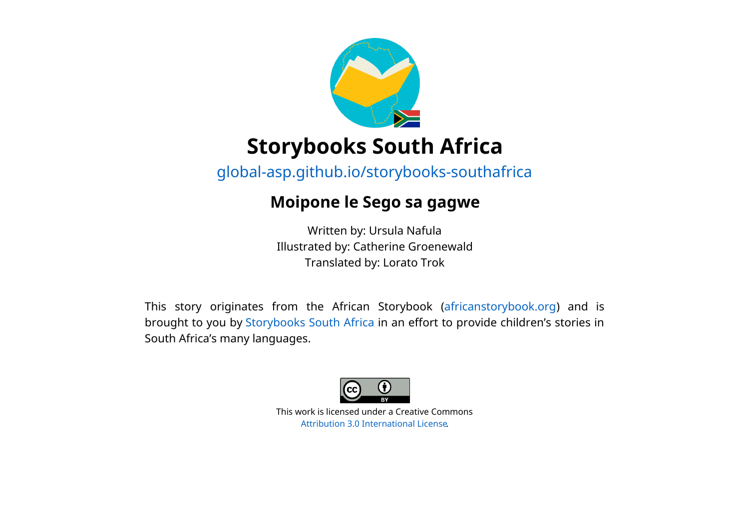# Storybooks South Africa

global-asp.github.io/storybooks-southafrica

## Moipone le Sego sa gagwe

Written by: Ursula Nafula
Illustrated by: Catherine Groenewald
Translated by: Lorato Trok

This story originates from the African Storybook (africanstorybook.org) and is brought to you by Storybooks South Africa in an effort to provide children's stories in South Africa's many languages.

This work is licensed under a Creative Commons Attribution 3.0 International License.